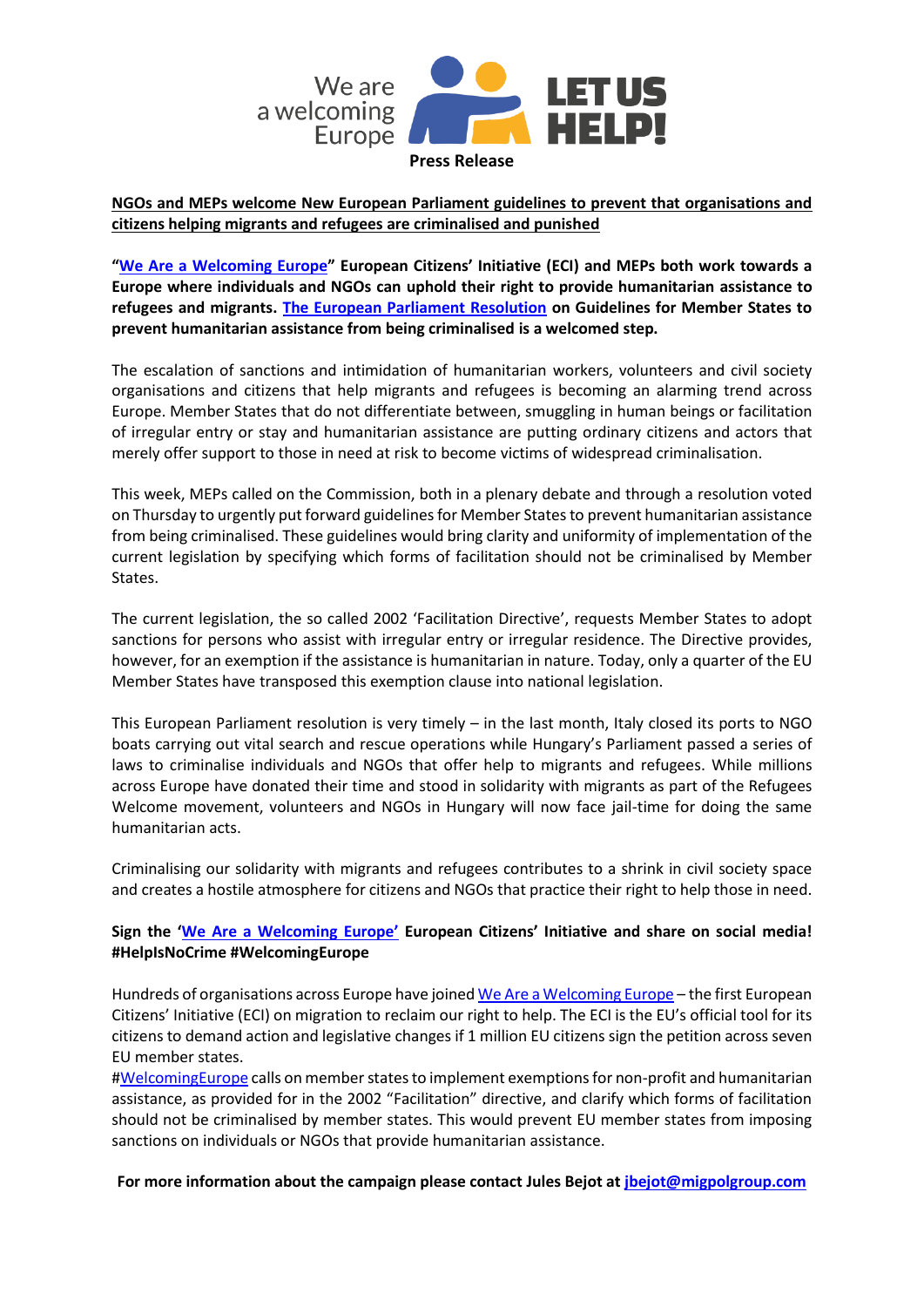We are a welcoming Europe

LET US HELP!

**Press Release**

**NGOs and MEPs welcome New European Parliament guidelines to prevent that organisations and citizens helping migrants and refugees are criminalised and punished**

**"We Are a Welcoming Europe" European Citizens' Initiative (ECI) and MEPs both work towards a Europe where individuals and NGOs can uphold their right to provide humanitarian assistance to refugees and migrants. The European Parliament Resolution on Guidelines for Member States to prevent humanitarian assistance from being criminalised is a welcomed step.**

The escalation of sanctions and intimidation of humanitarian workers, volunteers and civil society organisations and citizens that help migrants and refugees is becoming an alarming trend across Europe. Member States that do not differentiate between, smuggling in human beings or facilitation of irregular entry or stay and humanitarian assistance are putting ordinary citizens and actors that merely offer support to those in need at risk to become victims of widespread criminalisation.

This week, MEPs called on the Commission, both in a plenary debate and through a resolution voted on Thursday to urgently put forward guidelines for Member States to prevent humanitarian assistance from being criminalised. These guidelines would bring clarity and uniformity of implementation of the current legislation by specifying which forms of facilitation should not be criminalised by Member States.

The current legislation, the so called 2002 'Facilitation Directive', requests Member States to adopt sanctions for persons who assist with irregular entry or irregular residence. The Directive provides, however, for an exemption if the assistance is humanitarian in nature. Today, only a quarter of the EU Member States have transposed this exemption clause into national legislation.

This European Parliament resolution is very timely – in the last month, Italy closed its ports to NGO boats carrying out vital search and rescue operations while Hungary's Parliament passed a series of laws to criminalise individuals and NGOs that offer help to migrants and refugees. While millions across Europe have donated their time and stood in solidarity with migrants as part of the Refugees Welcome movement, volunteers and NGOs in Hungary will now face jail-time for doing the same humanitarian acts.

Criminalising our solidarity with migrants and refugees contributes to a shrink in civil society space and creates a hostile atmosphere for citizens and NGOs that practice their right to help those in need.

**Sign the 'We Are a Welcoming Europe' European Citizens' Initiative and share on social media! #HelpIsNoCrime #WelcomingEurope**

Hundreds of organisations across Europe have joined We Are a Welcoming Europe – the first European Citizens' Initiative (ECI) on migration to reclaim our right to help. The ECI is the EU's official tool for its citizens to demand action and legislative changes if 1 million EU citizens sign the petition across seven EU member states.

#WelcomingEurope calls on member states to implement exemptions for non-profit and humanitarian assistance, as provided for in the 2002 "Facilitation" directive, and clarify which forms of facilitation should not be criminalised by member states. This would prevent EU member states from imposing sanctions on individuals or NGOs that provide humanitarian assistance.

**For more information about the campaign please contact Jules Bejot at jbejot@migpolgroup.com**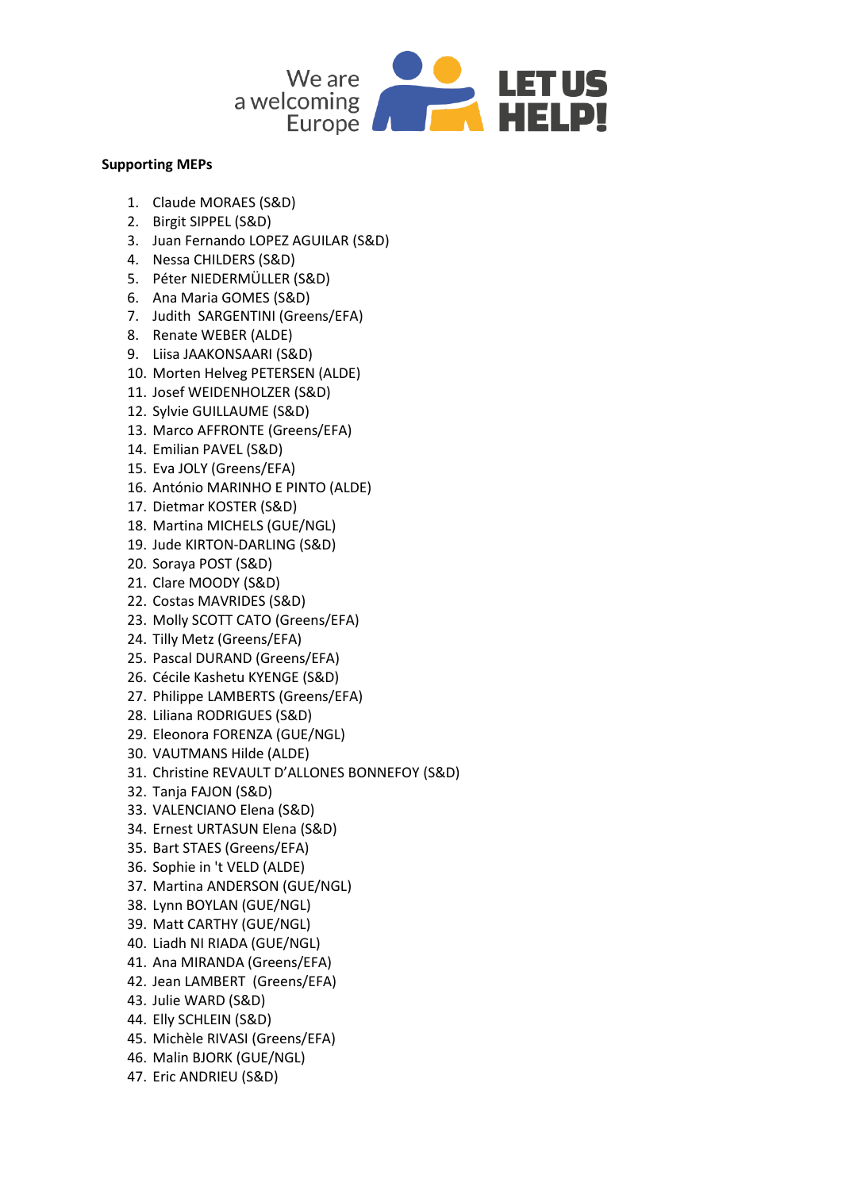We are a welcoming Europe **LET US HELP!**

**Supporting MEPs**

1. Claude MORAES (S&D)
2. Birgit SIPPEL (S&D)
3. Juan Fernando LOPEZ AGUILAR (S&D)
4. Nessa CHILDERS (S&D)
5. Péter NIEDERMÜLLER (S&D)
6. Ana Maria GOMES (S&D)
7. Judith SARGENTINI (Greens/EFA)
8. Renate WEBER (ALDE)
9. Liisa JAAKONSAARI (S&D)
10. Morten Helveg PETERSEN (ALDE)
11. Josef WEIDENHOLZER (S&D)
12. Sylvie GUILLAUME (S&D)
13. Marco AFFRONTE (Greens/EFA)
14. Emilian PAVEL (S&D)
15. Eva JOLY (Greens/EFA)
16. António MARINHO E PINTO (ALDE)
17. Dietmar KOSTER (S&D)
18. Martina MICHELS (GUE/NGL)
19. Jude KIRTON-DARLING (S&D)
20. Soraya POST (S&D)
21. Clare MOODY (S&D)
22. Costas MAVRIDES (S&D)
23. Molly SCOTT CATO (Greens/EFA)
24. Tilly Metz (Greens/EFA)
25. Pascal DURAND (Greens/EFA)
26. Cécile Kashetu KYENGE (S&D)
27. Philippe LAMBERTS (Greens/EFA)
28. Liliana RODRIGUES (S&D)
29. Eleonora FORENZA (GUE/NGL)
30. VAUTMANS Hilde (ALDE)
31. Christine REVAULT D'ALLONES BONNEFOY (S&D)
32. Tanja FAJON (S&D)
33. VALENCIANO Elena (S&D)
34. Ernest URTASUN Elena (S&D)
35. Bart STAES (Greens/EFA)
36. Sophie in 't VELD (ALDE)
37. Martina ANDERSON (GUE/NGL)
38. Lynn BOYLAN (GUE/NGL)
39. Matt CARTHY (GUE/NGL)
40. Liadh NI RIADA (GUE/NGL)
41. Ana MIRANDA (Greens/EFA)
42. Jean LAMBERT (Greens/EFA)
43. Julie WARD (S&D)
44. Elly SCHLEIN (S&D)
45. Michèle RIVASI (Greens/EFA)
46. Malin BJORK (GUE/NGL)
47. Eric ANDRIEU (S&D)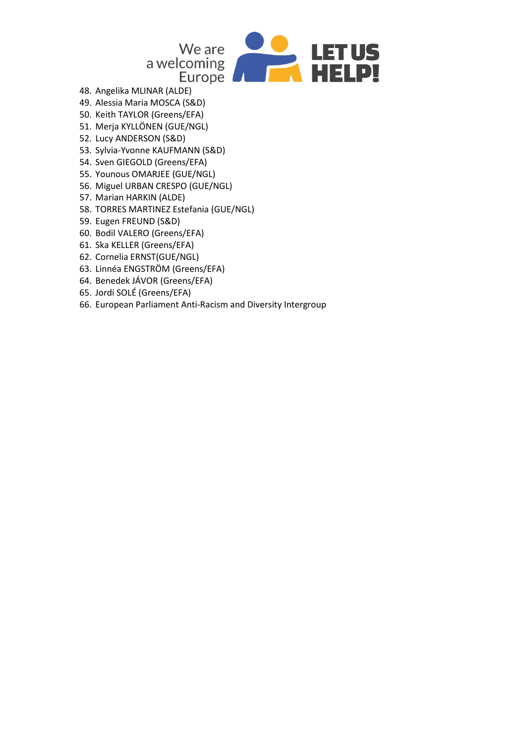48. Angelika MLINAR (ALDE)
49. Alessia Maria MOSCA (S&D)
50. Keith TAYLOR (Greens/EFA)
51. Merja KYLLÖNEN (GUE/NGL)
52. Lucy ANDERSON (S&D)
53. Sylvia-Yvonne KAUFMANN (S&D)
54. Sven GIEGOLD (Greens/EFA)
55. Younous OMARJEE (GUE/NGL)
56. Miguel URBAN CRESPO (GUE/NGL)
57. Marian HARKIN (ALDE)
58. TORRES MARTINEZ Estefania (GUE/NGL)
59. Eugen FREUND (S&D)
60. Bodil VALERO (Greens/EFA)
61. Ska KELLER (Greens/EFA)
62. Cornelia ERNST(GUE/NGL)
63. Linnéa ENGSTRÖM (Greens/EFA)
64. Benedek JÁVOR (Greens/EFA)
65. Jordi SOLÉ (Greens/EFA)
66. European Parliament Anti-Racism and Diversity Intergroup